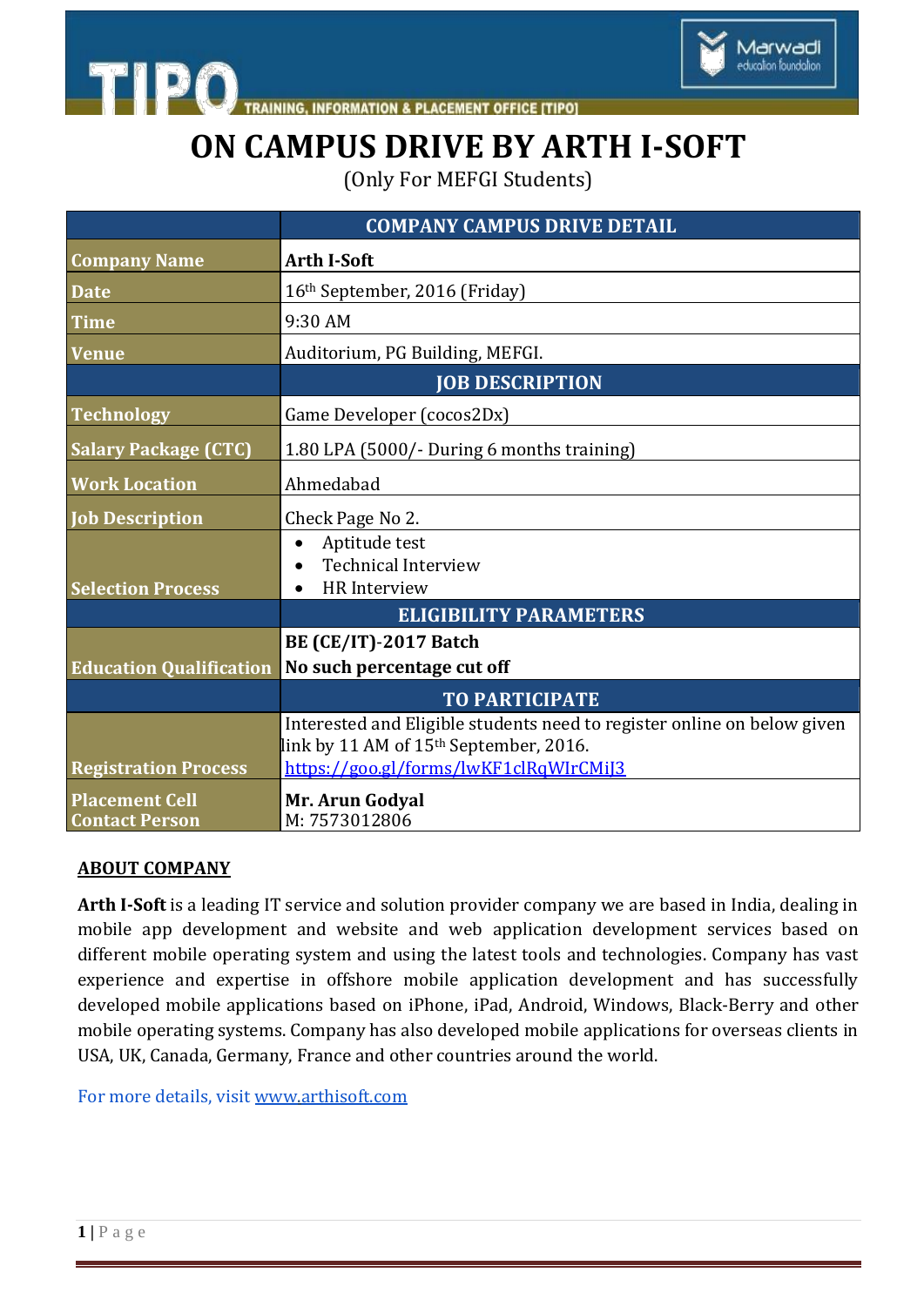# ON CAMPUS DRIVE BY ARTH I-SOFT

(Only For MEFGI Students)

| | COMPANY CAMPUS DRIVE DETAIL |
|---|---|
| **Company Name** | **Arth I-Soft** |
| **Date** | 16th September, 2016 (Friday) |
| **Time** | 9:30 AM |
| **Venue** | Auditorium, PG Building, MEFGI. |
| | **JOB DESCRIPTION** |
| **Technology** | Game Developer (cocos2Dx) |
| **Salary Package (CTC)** | 1.80 LPA (5000/- During 6 months training) |
| **Work Location** | Ahmedabad |
| **Job Description** | Check Page No 2. |
| **Selection Process** | • Aptitude test<br>• Technical Interview<br>• HR Interview |
| | **ELIGIBILITY PARAMETERS** |
| **Education Qualification** | **BE (CE/IT)-2017 Batch**<br>**No such percentage cut off** |
| | **TO PARTICIPATE** |
| **Registration Process** | Interested and Eligible students need to register online on below given link by 11 AM of 15th September, 2016.<br>https://goo.gl/forms/lwKF1clRqWIrCMiJ3 |
| **Placement Cell Contact Person** | **Mr. Arun Godyal**<br>M: 7573012806 |

## ABOUT COMPANY

**Arth I-Soft** is a leading IT service and solution provider company we are based in India, dealing in mobile app development and website and web application development services based on different mobile operating system and using the latest tools and technologies. Company has vast experience and expertise in offshore mobile application development and has successfully developed mobile applications based on iPhone, iPad, Android, Windows, Black-Berry and other mobile operating systems. Company has also developed mobile applications for overseas clients in USA, UK, Canada, Germany, France and other countries around the world.

For more details, visit www.arthisoft.com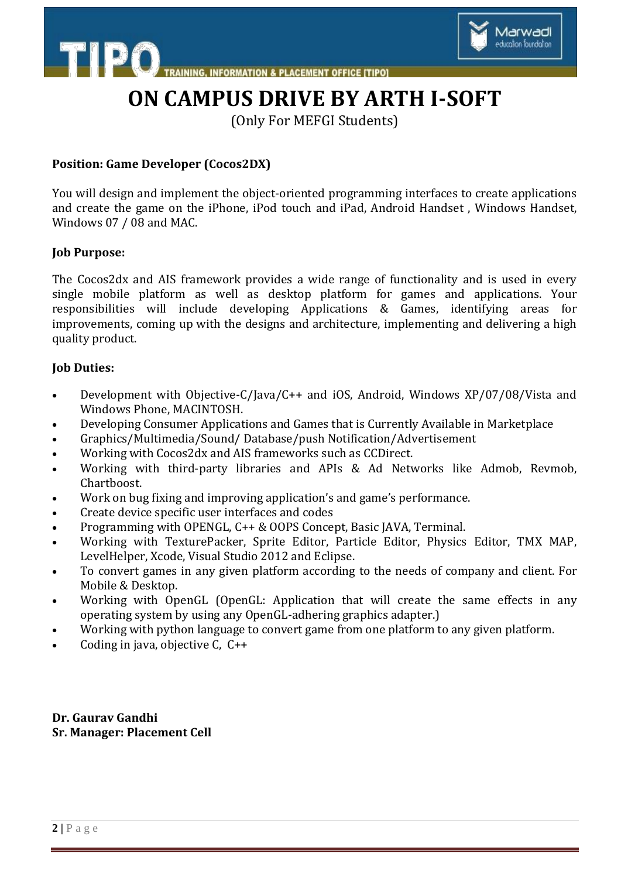# ON CAMPUS DRIVE BY ARTH I-SOFT

(Only For MEFGI Students)

**Position: Game Developer (Cocos2DX)**

You will design and implement the object-oriented programming interfaces to create applications and create the game on the iPhone, iPod touch and iPad, Android Handset , Windows Handset, Windows 07 / 08 and MAC.

**Job Purpose:**

The Cocos2dx and AIS framework provides a wide range of functionality and is used in every single mobile platform as well as desktop platform for games and applications. Your responsibilities will include developing Applications & Games, identifying areas for improvements, coming up with the designs and architecture, implementing and delivering a high quality product.

**Job Duties:**

- Development with Objective-C/Java/C++ and iOS, Android, Windows XP/07/08/Vista and Windows Phone, MACINTOSH.
- Developing Consumer Applications and Games that is Currently Available in Marketplace
- Graphics/Multimedia/Sound/ Database/push Notification/Advertisement
- Working with Cocos2dx and AIS frameworks such as CCDirect.
- Working with third-party libraries and APIs & Ad Networks like Admob, Revmob, Chartboost.
- Work on bug fixing and improving application's and game's performance.
- Create device specific user interfaces and codes
- Programming with OPENGL, C++ & OOPS Concept, Basic JAVA, Terminal.
- Working with TexturePacker, Sprite Editor, Particle Editor, Physics Editor, TMX MAP, LevelHelper, Xcode, Visual Studio 2012 and Eclipse.
- To convert games in any given platform according to the needs of company and client. For Mobile & Desktop.
- Working with OpenGL (OpenGL: Application that will create the same effects in any operating system by using any OpenGL-adhering graphics adapter.)
- Working with python language to convert game from one platform to any given platform.
- Coding in java, objective C, C++

**Dr. Gaurav Gandhi**
**Sr. Manager: Placement Cell**